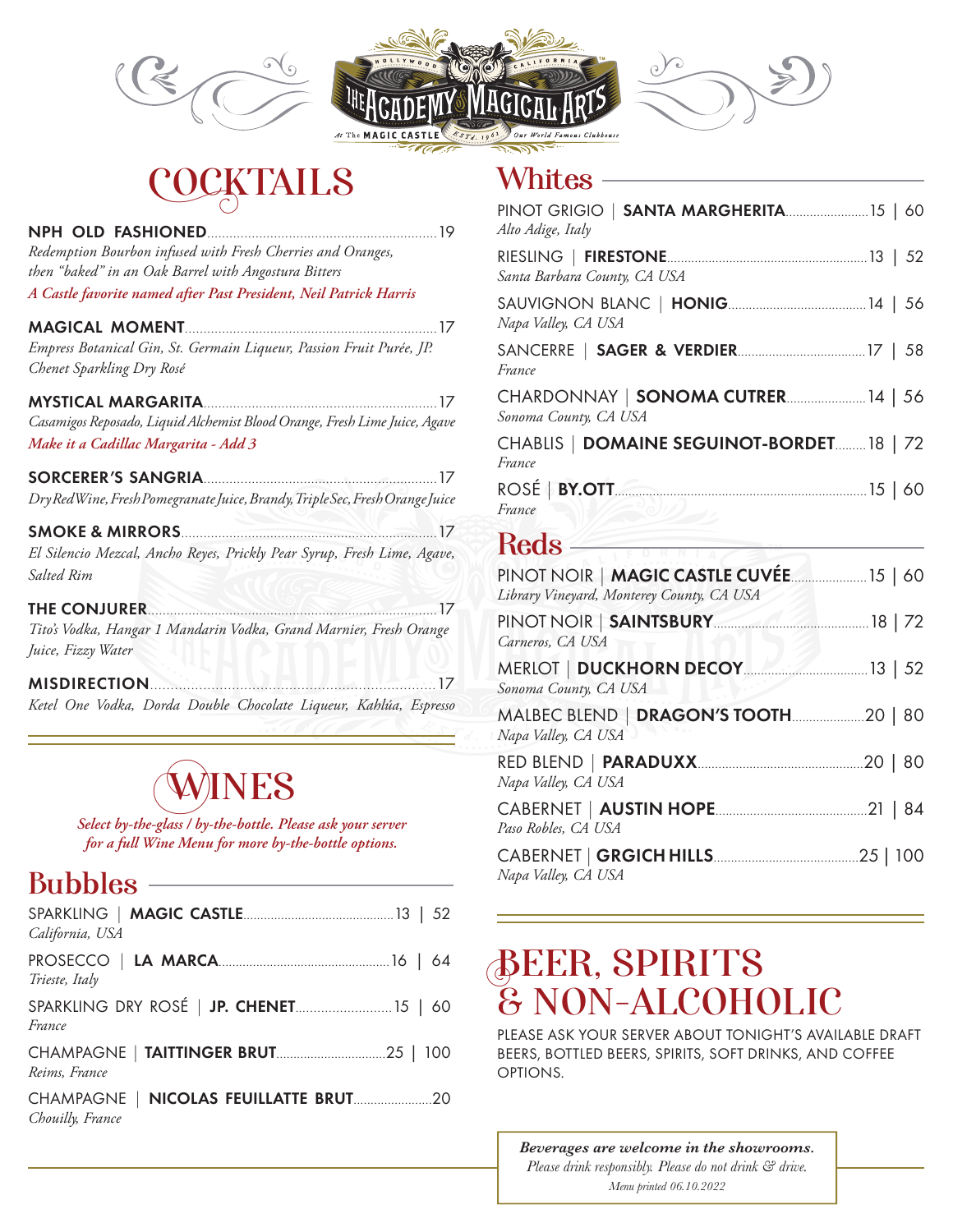# THE ACADEMY OF MAGICAL ARTS

HOLLYWOOD · CALIFORNIA

At The MAGIC CASTLE · Estd. 1963 · Our World Famous Clubhouse

## COCKTAILS

**NPH OLD FASHIONED** ... 19
*Redemption Bourbon infused with Fresh Cherries and Oranges, then "baked" in an Oak Barrel with Angostura Bitters*
*A Castle favorite named after Past President, Neil Patrick Harris*

**MAGICAL MOMENT** ... 17
*Empress Botanical Gin, St. Germain Liqueur, Passion Fruit Purée, JP. Chenet Sparkling Dry Rosé*

**MYSTICAL MARGARITA** ... 17
*Casamigos Reposado, Liquid Alchemist Blood Orange, Fresh Lime Juice, Agave*
*Make it a Cadillac Margarita - Add 3*

**SORCERER'S SANGRIA** ... 17
*Dry Red Wine, Fresh Pomegranate Juice, Brandy, Triple Sec, Fresh Orange Juice*

**SMOKE & MIRRORS** ... 17
*El Silencio Mezcal, Ancho Reyes, Prickly Pear Syrup, Fresh Lime, Agave, Salted Rim*

**THE CONJURER** ... 17
*Tito's Vodka, Hangar 1 Mandarin Vodka, Grand Marnier, Fresh Orange Juice, Fizzy Water*

**MISDIRECTION** ... 17
*Ketel One Vodka, Dorda Double Chocolate Liqueur, Kahlúa, Espresso*

## WINES

*Select by-the-glass / by-the-bottle. Please ask your server for a full Wine Menu for more by-the-bottle options.*

### Bubbles

SPARKLING | **MAGIC CASTLE** ... 13 | 52
*California, USA*

PROSECCO | **LA MARCA** ... 16 | 64
*Trieste, Italy*

SPARKLING DRY ROSÉ | **JP. CHENET** ... 15 | 60
*France*

CHAMPAGNE | **TAITTINGER BRUT** ... 25 | 100
*Reims, France*

CHAMPAGNE | **NICOLAS FEUILLATTE BRUT** ... 20
*Chouilly, France*

### Whites

PINOT GRIGIO | **SANTA MARGHERITA** ... 15 | 60
*Alto Adige, Italy*

RIESLING | **FIRESTONE** ... 13 | 52
*Santa Barbara County, CA USA*

SAUVIGNON BLANC | **HONIG** ... 14 | 56
*Napa Valley, CA USA*

SANCERRE | **SAGER & VERDIER** ... 17 | 58
*France*

CHARDONNAY | **SONOMA CUTRER** ... 14 | 56
*Sonoma County, CA USA*

CHABLIS | **DOMAINE SEGUINOT-BORDET** ... 18 | 72
*France*

ROSÉ | **BY.OTT** ... 15 | 60
*France*

### Reds

PINOT NOIR | **MAGIC CASTLE CUVÉE** ... 15 | 60
*Library Vineyard, Monterey County, CA USA*

PINOT NOIR | **SAINTSBURY** ... 18 | 72
*Carneros, CA USA*

MERLOT | **DUCKHORN DECOY** ... 13 | 52
*Sonoma County, CA USA*

MALBEC BLEND | **DRAGON'S TOOTH** ... 20 | 80
*Napa Valley, CA USA*

RED BLEND | **PARADUXX** ... 20 | 80
*Napa Valley, CA USA*

CABERNET | **AUSTIN HOPE** ... 21 | 84
*Paso Robles, CA USA*

CABERNET | **GRGICH HILLS** ... 25 | 100
*Napa Valley, CA USA*

## BEER, SPIRITS & NON-ALCOHOLIC

PLEASE ASK YOUR SERVER ABOUT TONIGHT'S AVAILABLE DRAFT BEERS, BOTTLED BEERS, SPIRITS, SOFT DRINKS, AND COFFEE OPTIONS.

***Beverages are welcome in the showrooms.***
*Please drink responsibly. Please do not drink & drive.*
*Menu printed 06.10.2022*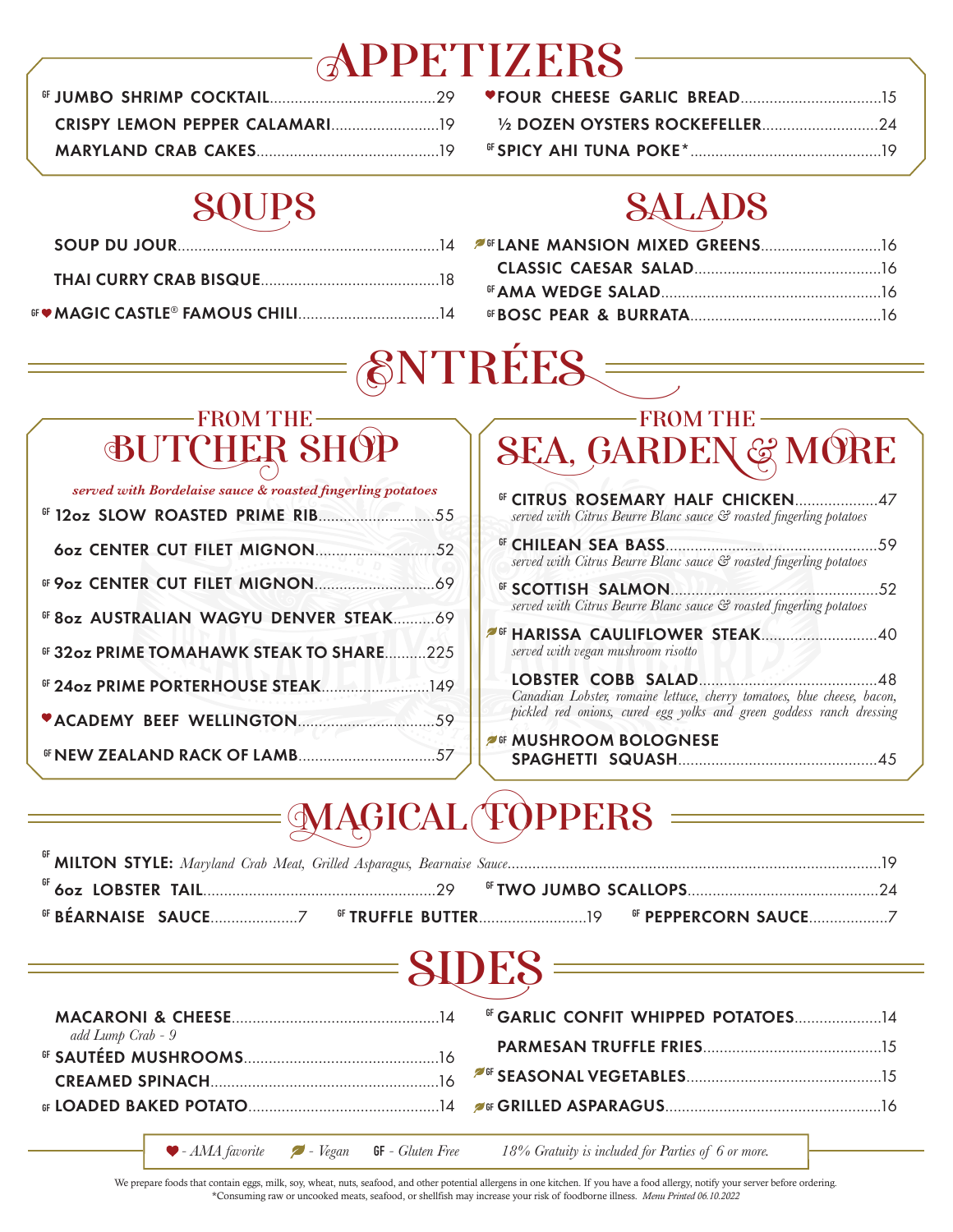# APPETIZERS

- GF **JUMBO SHRIMP COCKTAIL** ... 29
- **CRISPY LEMON PEPPER CALAMARI** ... 19
- **MARYLAND CRAB CAKES** ... 19
- ♥ **FOUR CHEESE GARLIC BREAD** ... 15
- **½ DOZEN OYSTERS ROCKEFELLER** ... 24
- GF **SPICY AHI TUNA POKE*** ... 19

# SOUPS

- **SOUP DU JOUR** ... 14
- **THAI CURRY CRAB BISQUE** ... 18
- GF ♥ **MAGIC CASTLE® FAMOUS CHILI** ... 14

# SALADS

- 🌿 GF **LANE MANSION MIXED GREENS** ... 16
- **CLASSIC CAESAR SALAD** ... 16
- GF **AMA WEDGE SALAD** ... 16
- GF **BOSC PEAR & BURRATA** ... 16

# ENTRÉES

## FROM THE BUTCHER SHOP

*served with Bordelaise sauce & roasted fingerling potatoes*

- GF **12oz SLOW ROASTED PRIME RIB** ... 55
- **6oz CENTER CUT FILET MIGNON** ... 52
- GF **9oz CENTER CUT FILET MIGNON** ... 69
- GF **8oz AUSTRALIAN WAGYU DENVER STEAK** ... 69
- GF **32oz PRIME TOMAHAWK STEAK TO SHARE** ... 225
- GF **24oz PRIME PORTERHOUSE STEAK** ... 149
- ♥ **ACADEMY BEEF WELLINGTON** ... 59
- GF **NEW ZEALAND RACK OF LAMB** ... 57

## FROM THE SEA, GARDEN & MORE

- GF **CITRUS ROSEMARY HALF CHICKEN** ... 47
  *served with Citrus Beurre Blanc sauce & roasted fingerling potatoes*
- GF **CHILEAN SEA BASS** ... 59
  *served with Citrus Beurre Blanc sauce & roasted fingerling potatoes*
- GF **SCOTTISH SALMON** ... 52
  *served with Citrus Beurre Blanc sauce & roasted fingerling potatoes*
- 🌿 GF **HARISSA CAULIFLOWER STEAK** ... 40
  *served with vegan mushroom risotto*
- **LOBSTER COBB SALAD** ... 48
  *Canadian Lobster, romaine lettuce, cherry tomatoes, blue cheese, bacon, pickled red onions, cured egg yolks and green goddess ranch dressing*
- 🌿 GF **MUSHROOM BOLOGNESE SPAGHETTI SQUASH** ... 45

# MAGICAL TOPPERS

- GF **MILTON STYLE:** *Maryland Crab Meat, Grilled Asparagus, Bearnaise Sauce* ... 19
- GF **6oz LOBSTER TAIL** ... 29
- GF **TWO JUMBO SCALLOPS** ... 24
- GF **BÉARNAISE SAUCE** ... 7
- GF **TRUFFLE BUTTER** ... 19
- GF **PEPPERCORN SAUCE** ... 7

# SIDES

- **MACARONI & CHEESE** ... 14
  *add Lump Crab - 9*
- GF **SAUTÉED MUSHROOMS** ... 16
- **CREAMED SPINACH** ... 16
- GF **LOADED BAKED POTATO** ... 14
- GF **GARLIC CONFIT WHIPPED POTATOES** ... 14
- **PARMESAN TRUFFLE FRIES** ... 15
- 🌿 GF **SEASONAL VEGETABLES** ... 15
- 🌿 GF **GRILLED ASPARAGUS** ... 16

♥ - *AMA favorite* 🌿 - *Vegan* GF - *Gluten Free* *18% Gratuity is included for Parties of 6 or more.*

We prepare foods that contain eggs, milk, soy, wheat, nuts, seafood, and other potential allergens in one kitchen. If you have a food allergy, notify your server before ordering.
*Consuming raw or uncooked meats, seafood, or shellfish may increase your risk of foodborne illness. *Menu Printed 06.10.2022*